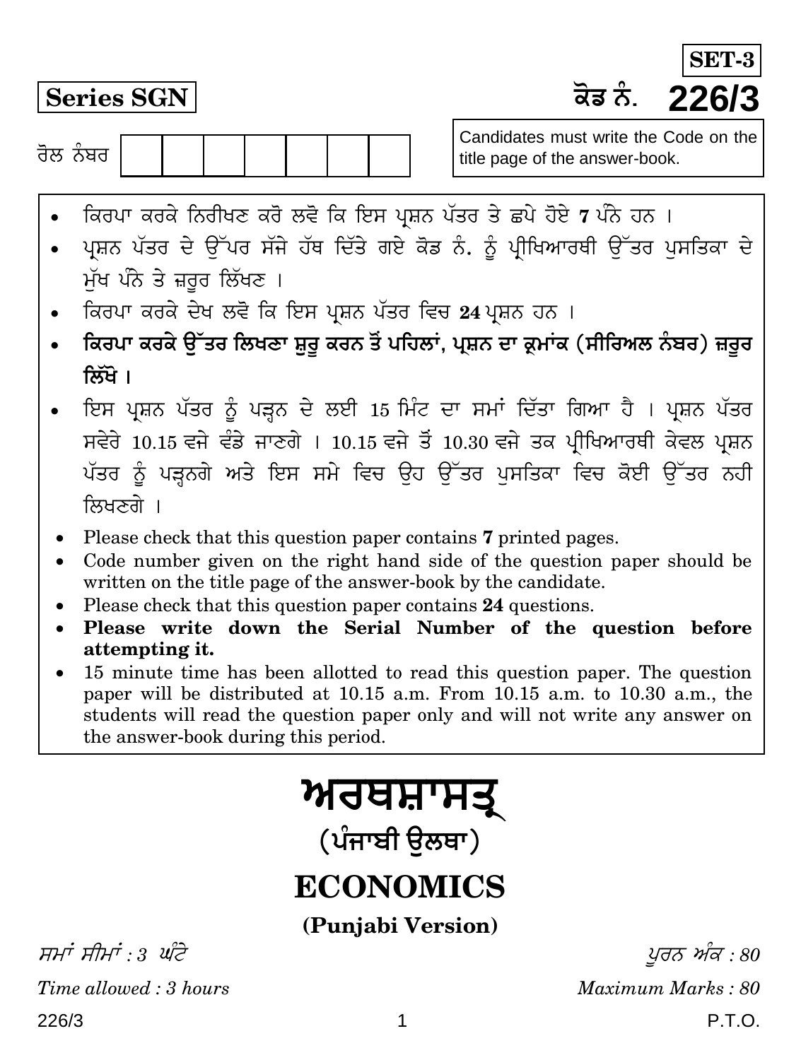**SET-3**

**Series SGN**

ਕੋਡ ਨੰ. **226/3**

ਰੋਲ ਨੰਬਰ | | | | | | | |

Candidates must write the Code on the title page of the answer-book.

- ਕਿਰਪਾ ਕਰਕੇ ਨਿਰੀਖਣ ਕਰੋ ਲਵੋ ਕਿ ਇਸ ਪ੍ਰਸ਼ਨ ਪੱਤਰ ਤੇ ਛਪੇ ਹੋਏ **7** ਪੰਨੇ ਹਨ ।
- ਪ੍ਰਸ਼ਨ ਪੱਤਰ ਦੇ ਉੱਪਰ ਸੱਜੇ ਹੱਥ ਦਿੱਤੇ ਗਏ ਕੋਡ ਨੰ. ਨੂੰ ਪ੍ਰੀਖਿਆਰਥੀ ਉੱਤਰ ਪੁਸਤਿਕਾ ਦੇ ਮੁੱਖ ਪੰਨੇ ਤੇ ਜ਼ਰੂਰ ਲਿੱਖਣ ।
- ਕਿਰਪਾ ਕਰਕੇ ਦੇਖ ਲਵੋ ਕਿ ਇਸ ਪ੍ਰਸ਼ਨ ਪੱਤਰ ਵਿਚ **24** ਪ੍ਰਸ਼ਨ ਹਨ ।
- **ਕਿਰਪਾ ਕਰਕੇ ਉੱਤਰ ਲਿਖਣਾ ਸ਼ੁਰੂ ਕਰਨ ਤੋਂ ਪਹਿਲਾਂ, ਪ੍ਰਸ਼ਨ ਦਾ ਕ੍ਰਮਾਂਕ (ਸੀਰਿਅਲ ਨੰਬਰ) ਜ਼ਰੂਰ ਲਿੱਖੋ ।**
- ਇਸ ਪ੍ਰਸ਼ਨ ਪੱਤਰ ਨੂੰ ਪੜ੍ਹਨ ਦੇ ਲਈ 15 ਮਿੰਟ ਦਾ ਸਮਾਂ ਦਿੱਤਾ ਗਿਆ ਹੈ । ਪ੍ਰਸ਼ਨ ਪੱਤਰ ਸਵੇਰੇ 10.15 ਵਜੇ ਵੰਡੇ ਜਾਣਗੇ । 10.15 ਵਜੇ ਤੋਂ 10.30 ਵਜੇ ਤਕ ਪ੍ਰੀਖਿਆਰਥੀ ਕੇਵਲ ਪ੍ਰਸ਼ਨ ਪੱਤਰ ਨੂੰ ਪੜ੍ਹਨਗੇ ਅਤੇ ਇਸ ਸਮੇ ਵਿਚ ਉਹ ਉੱਤਰ ਪੁਸਤਿਕਾ ਵਿਚ ਕੋਈ ਉੱਤਰ ਨਹੀ ਲਿਖਣਗੇ ।

- Please check that this question paper contains **7** printed pages.
- Code number given on the right hand side of the question paper should be written on the title page of the answer-book by the candidate.
- Please check that this question paper contains **24** questions.
- **Please write down the Serial Number of the question before attempting it.**
- 15 minute time has been allotted to read this question paper. The question paper will be distributed at 10.15 a.m. From 10.15 a.m. to 10.30 a.m., the students will read the question paper only and will not write any answer on the answer-book during this period.

# ਅਰਥਸ਼ਾਸਤ੍ਰ

## (ਪੰਜਾਬੀ ਉਲਥਾ)

# ECONOMICS

## (Punjabi Version)

*ਸਮਾਂ ਸੀਮਾਂ : 3 ਘੰਟੇ* | *ਪੂਰਨ ਅੰਕ : 80*

*Time allowed : 3 hours* | *Maximum Marks : 80*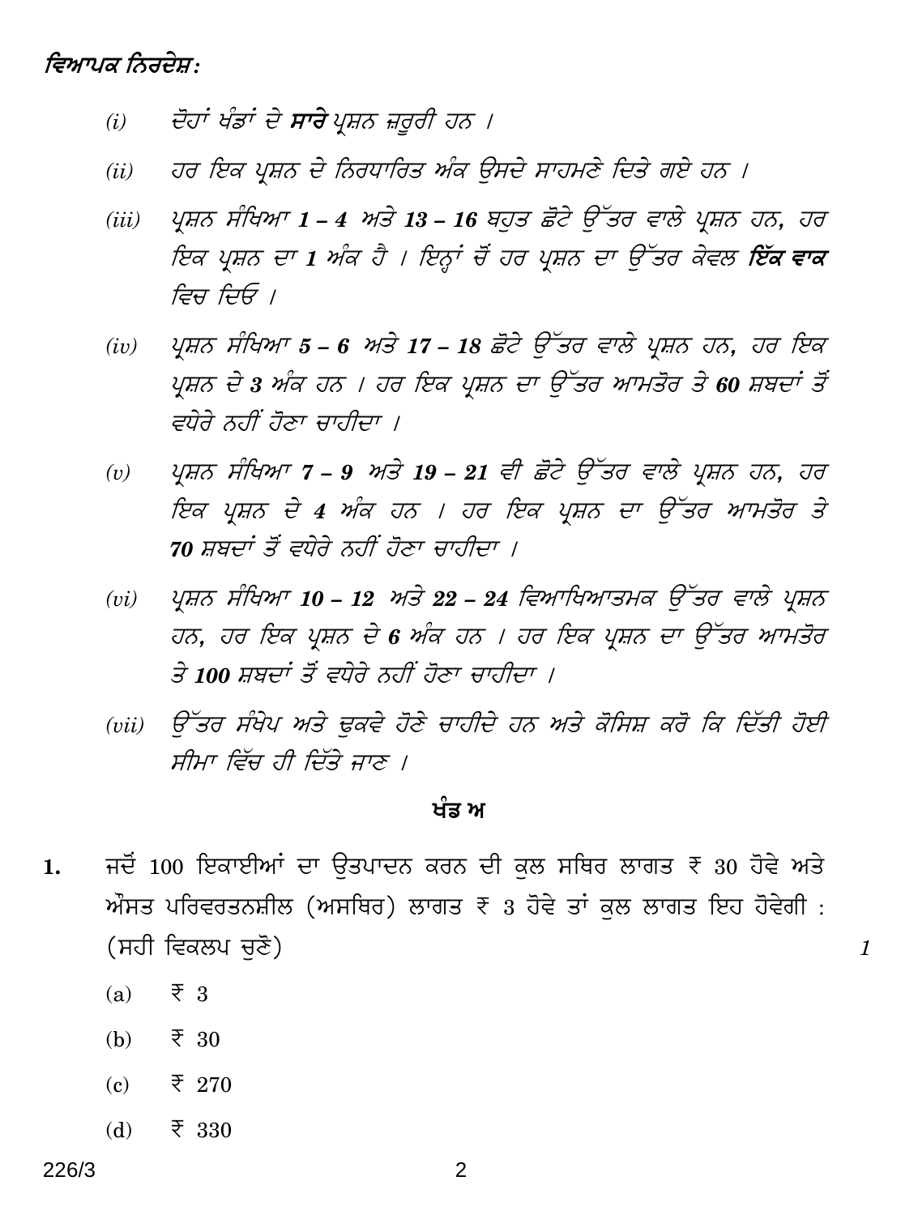*ਵਿਆਪਕ ਨਿਰਦੇਸ਼:*

*(i)* *ਦੋਹਾਂ ਖੰਡਾਂ ਦੇ **ਸਾਰੇ** ਪ੍ਰਸ਼ਨ ਜ਼ਰੂਰੀ ਹਨ ।*

*(ii)* *ਹਰ ਇਕ ਪ੍ਰਸ਼ਨ ਦੇ ਨਿਰਧਾਰਿਤ ਅੰਕ ਉਸਦੇ ਸਾਹਮਣੇ ਦਿਤੇ ਗਏ ਹਨ ।*

*(iii)* *ਪ੍ਰਸ਼ਨ ਸੰਖਿਆ **1 – 4** ਅਤੇ **13 – 16** ਬਹੁਤ ਛੋਟੇ ਉੱਤਰ ਵਾਲੇ ਪ੍ਰਸ਼ਨ ਹਨ, ਹਰ ਇਕ ਪ੍ਰਸ਼ਨ ਦਾ **1** ਅੰਕ ਹੈ । ਇਨ੍ਹਾਂ ਚੋਂ ਹਰ ਪ੍ਰਸ਼ਨ ਦਾ ਉੱਤਰ ਕੇਵਲ **ਇੱਕ ਵਾਕ** ਵਿਚ ਦਿਓ ।*

*(iv)* *ਪ੍ਰਸ਼ਨ ਸੰਖਿਆ **5 – 6** ਅਤੇ **17 – 18** ਛੋਟੇ ਉੱਤਰ ਵਾਲੇ ਪ੍ਰਸ਼ਨ ਹਨ, ਹਰ ਇਕ ਪ੍ਰਸ਼ਨ ਦੇ **3** ਅੰਕ ਹਨ । ਹਰ ਇਕ ਪ੍ਰਸ਼ਨ ਦਾ ਉੱਤਰ ਆਮਤੌਰ ਤੇ **60** ਸ਼ਬਦਾਂ ਤੋਂ ਵਧੇਰੇ ਨਹੀਂ ਹੋਣਾ ਚਾਹੀਦਾ ।*

*(v)* *ਪ੍ਰਸ਼ਨ ਸੰਖਿਆ **7 – 9** ਅਤੇ **19 – 21** ਵੀ ਛੋਟੇ ਉੱਤਰ ਵਾਲੇ ਪ੍ਰਸ਼ਨ ਹਨ, ਹਰ ਇਕ ਪ੍ਰਸ਼ਨ ਦੇ **4** ਅੰਕ ਹਨ । ਹਰ ਇਕ ਪ੍ਰਸ਼ਨ ਦਾ ਉੱਤਰ ਆਮਤੌਰ ਤੇ **70** ਸ਼ਬਦਾਂ ਤੋਂ ਵਧੇਰੇ ਨਹੀਂ ਹੋਣਾ ਚਾਹੀਦਾ ।*

*(vi)* *ਪ੍ਰਸ਼ਨ ਸੰਖਿਆ **10 – 12** ਅਤੇ **22 – 24** ਵਿਆਖਿਆਤਮਕ ਉੱਤਰ ਵਾਲੇ ਪ੍ਰਸ਼ਨ ਹਨ, ਹਰ ਇਕ ਪ੍ਰਸ਼ਨ ਦੇ **6** ਅੰਕ ਹਨ । ਹਰ ਇਕ ਪ੍ਰਸ਼ਨ ਦਾ ਉੱਤਰ ਆਮਤੌਰ ਤੇ **100** ਸ਼ਬਦਾਂ ਤੋਂ ਵਧੇਰੇ ਨਹੀਂ ਹੋਣਾ ਚਾਹੀਦਾ ।*

*(vii)* *ਉੱਤਰ ਸੰਖੇਪ ਅਤੇ ਢੁਕਵੇ ਹੋਣੇ ਚਾਹੀਦੇ ਹਨ ਅਤੇ ਕੋਸਿਸ਼ ਕਰੋ ਕਿ ਦਿੱਤੀ ਹੋਈ ਸੀਮਾ ਵਿੱਚ ਹੀ ਦਿੱਤੇ ਜਾਣ ।*

## ਖੰਡ ਅ

1. ਜਦੋਂ 100 ਇਕਾਈਆਂ ਦਾ ਉਤਪਾਦਨ ਕਰਨ ਦੀ ਕੁਲ ਸਥਿਰ ਲਾਗਤ ₹ 30 ਹੋਵੇ ਅਤੇ ਔਸਤ ਪਰਿਵਰਤਨਸ਼ੀਲ (ਅਸਥਿਰ) ਲਾਗਤ ₹ 3 ਹੋਵੇ ਤਾਂ ਕੁਲ ਲਾਗਤ ਇਹ ਹੋਵੇਗੀ : (ਸਹੀ ਵਿਕਲਪ ਚੁਣੋ) *1*

   (a) ₹ 3

   (b) ₹ 30

   (c) ₹ 270

   (d) ₹ 330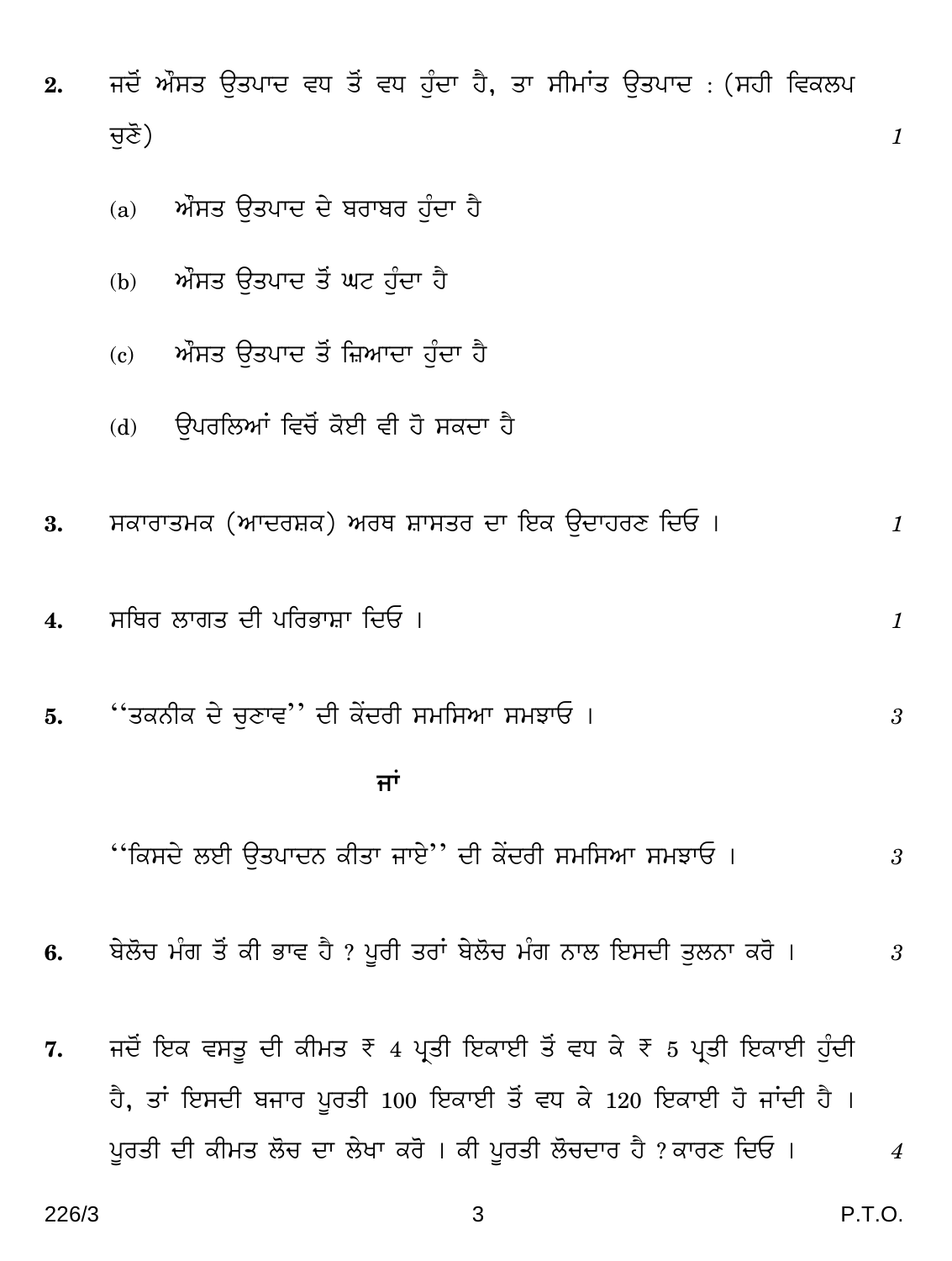2. ਜਦੋਂ ਔਸਤ ਉਤਪਾਦ ਵਧ ਤੋਂ ਵਧ ਹੁੰਦਾ ਹੈ, ਤਾ ਸੀਮਾਂਤ ਉਤਪਾਦ : (ਸਹੀ ਵਿਕਲਪ ਚੁਣੋ) *1*

   (a) ਔਸਤ ਉਤਪਾਦ ਦੇ ਬਰਾਬਰ ਹੁੰਦਾ ਹੈ

   (b) ਔਸਤ ਉਤਪਾਦ ਤੋਂ ਘਟ ਹੁੰਦਾ ਹੈ

   (c) ਔਸਤ ਉਤਪਾਦ ਤੋਂ ਜ਼ਿਆਦਾ ਹੁੰਦਾ ਹੈ

   (d) ਉਪਰਲਿਆਂ ਵਿਚੋਂ ਕੋਈ ਵੀ ਹੋ ਸਕਦਾ ਹੈ

3. ਸਕਾਰਾਤਮਕ (ਆਦਰਸ਼ਕ) ਅਰਥ ਸ਼ਾਸਤਰ ਦਾ ਇਕ ਉਦਾਹਰਣ ਦਿਓ । *1*

4. ਸਥਿਰ ਲਾਗਤ ਦੀ ਪਰਿਭਾਸ਼ਾ ਦਿਓ । *1*

5. ''ਤਕਨੀਕ ਦੇ ਚੁਣਾਵ'' ਦੀ ਕੇਂਦਰੀ ਸਮਸਿਆ ਸਮਝਾਓ । *3*

   **ਜਾਂ**

   ''ਕਿਸਦੇ ਲਈ ਉਤਪਾਦਨ ਕੀਤਾ ਜਾਏ'' ਦੀ ਕੇਂਦਰੀ ਸਮਸਿਆ ਸਮਝਾਓ । *3*

6. ਬੇਲੋਚ ਮੰਗ ਤੋਂ ਕੀ ਭਾਵ ਹੈ ? ਪੂਰੀ ਤਰਾਂ ਬੇਲੋਚ ਮੰਗ ਨਾਲ ਇਸਦੀ ਤੁਲਨਾ ਕਰੋ । *3*

7. ਜਦੋਂ ਇਕ ਵਸਤੂ ਦੀ ਕੀਮਤ ₹ 4 ਪ੍ਰਤੀ ਇਕਾਈ ਤੋਂ ਵਧ ਕੇ ₹ 5 ਪ੍ਰਤੀ ਇਕਾਈ ਹੁੰਦੀ ਹੈ, ਤਾਂ ਇਸਦੀ ਬਜਾਰ ਪੂਰਤੀ 100 ਇਕਾਈ ਤੋਂ ਵਧ ਕੇ 120 ਇਕਾਈ ਹੋ ਜਾਂਦੀ ਹੈ । ਪੂਰਤੀ ਦੀ ਕੀਮਤ ਲੋਚ ਦਾ ਲੇਖਾ ਕਰੋ । ਕੀ ਪੂਰਤੀ ਲੋਚਦਾਰ ਹੈ ? ਕਾਰਣ ਦਿਓ । *4*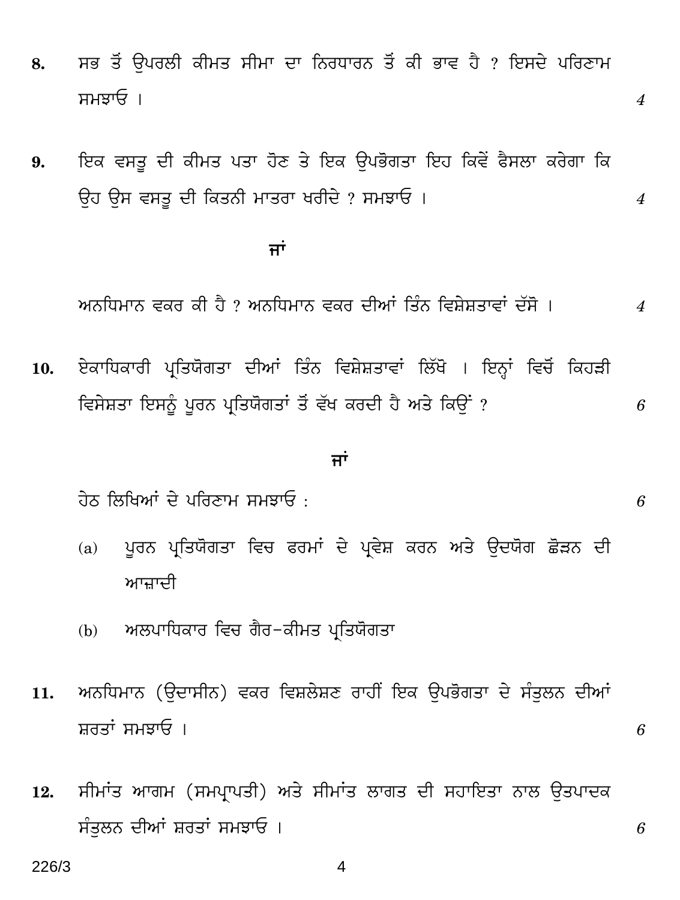8. ਸਭ ਤੋਂ ਉਪਰਲੀ ਕੀਮਤ ਸੀਮਾ ਦਾ ਨਿਰਧਾਰਨ ਤੋਂ ਕੀ ਭਾਵ ਹੈ ? ਇਸਦੇ ਪਰਿਣਾਮ ਸਮਝਾਓ । *4*

9. ਇਕ ਵਸਤੂ ਦੀ ਕੀਮਤ ਪਤਾ ਹੋਣ ਤੇ ਇਕ ਉਪਭੋਗਤਾ ਇਹ ਕਿਵੇਂ ਫੈਸਲਾ ਕਰੇਗਾ ਕਿ ਉਹ ਉਸ ਵਸਤੂ ਦੀ ਕਿਤਨੀ ਮਾਤਰਾ ਖਰੀਦੇ ? ਸਮਝਾਓ । *4*

**ਜਾਂ**

ਅਨਧਿਮਾਨ ਵਕਰ ਕੀ ਹੈ ? ਅਨਧਿਮਾਨ ਵਕਰ ਦੀਆਂ ਤਿੰਨ ਵਿਸ਼ੇਸ਼ਤਾਵਾਂ ਦੱਸੋ । *4*

10. ਏਕਾਧਿਕਾਰੀ ਪ੍ਰਤਿਯੋਗਤਾ ਦੀਆਂ ਤਿੰਨ ਵਿਸ਼ੇਸ਼ਤਾਵਾਂ ਲਿੱਖੋ । ਇਨ੍ਹਾਂ ਵਿਚੋਂ ਕਿਹੜੀ ਵਿਸੇਸ਼ਤਾ ਇਸਨੂੰ ਪੂਰਨ ਪ੍ਰਤਿਯੋਗਤਾਂ ਤੋਂ ਵੱਖ ਕਰਦੀ ਹੈ ਅਤੇ ਕਿਉਂ ? *6*

**ਜਾਂ**

ਹੇਠ ਲਿਖਿਆਂ ਦੇ ਪਰਿਣਾਮ ਸਮਝਾਓ : *6*

(a) ਪੂਰਨ ਪ੍ਰਤਿਯੋਗਤਾ ਵਿਚ ਫਰਮਾਂ ਦੇ ਪ੍ਰਵੇਸ਼ ਕਰਨ ਅਤੇ ਉਦਯੋਗ ਛੋੜਨ ਦੀ ਆਜ਼ਾਦੀ

(b) ਅਲਪਾਧਿਕਾਰ ਵਿਚ ਗੈਰ–ਕੀਮਤ ਪ੍ਰਤਿਯੋਗਤਾ

11. ਅਨਧਿਮਾਨ (ਉਦਾਸੀਨ) ਵਕਰ ਵਿਸ਼ਲੇਸ਼ਣ ਰਾਹੀਂ ਇਕ ਉਪਭੋਗਤਾ ਦੇ ਸੰਤੁਲਨ ਦੀਆਂ ਸ਼ਰਤਾਂ ਸਮਝਾਓ । *6*

12. ਸੀਮਾਂਤ ਆਗਮ (ਸਮਪ੍ਰਾਪਤੀ) ਅਤੇ ਸੀਮਾਂਤ ਲਾਗਤ ਦੀ ਸਹਾਇਤਾ ਨਾਲ ਉਤਪਾਦਕ ਸੰਤੁਲਨ ਦੀਆਂ ਸ਼ਰਤਾਂ ਸਮਝਾਓ । *6*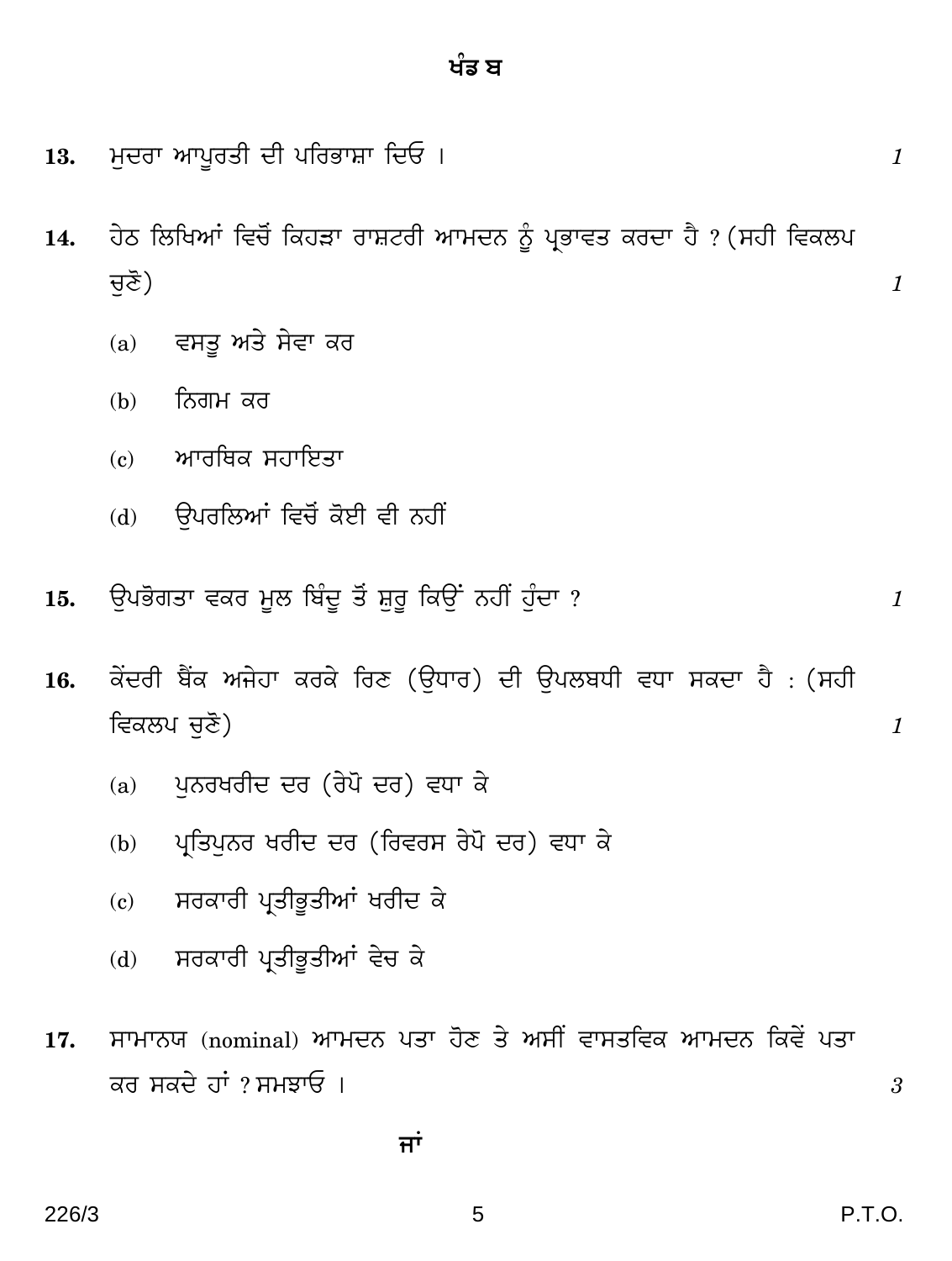## ਖੰਡ ਬ

**13.** ਮੁਦਰਾ ਆਪੂਰਤੀ ਦੀ ਪਰਿਭਾਸ਼ਾ ਦਿਓ । *1*

**14.** ਹੇਠ ਲਿਖਿਆਂ ਵਿਚੋਂ ਕਿਹੜਾ ਰਾਸ਼ਟਰੀ ਆਮਦਨ ਨੂੰ ਪ੍ਰਭਾਵਤ ਕਰਦਾ ਹੈ ? (ਸਹੀ ਵਿਕਲਪ ਚੁਣੋ) *1*

(a) ਵਸਤੂ ਅਤੇ ਸੇਵਾ ਕਰ

(b) ਨਿਗਮ ਕਰ

(c) ਆਰਥਿਕ ਸਹਾਇਤਾ

(d) ਉਪਰਲਿਆਂ ਵਿਚੋਂ ਕੋਈ ਵੀ ਨਹੀਂ

**15.** ਉਪਭੋਗਤਾ ਵਕਰ ਮੂਲ ਬਿੰਦੂ ਤੋਂ ਸ਼ੁਰੂ ਕਿਉਂ ਨਹੀਂ ਹੁੰਦਾ ? *1*

**16.** ਕੇਂਦਰੀ ਬੈਂਕ ਅਜੇਹਾ ਕਰਕੇ ਰਿਣ (ਉਧਾਰ) ਦੀ ਉਪਲਬਧੀ ਵਧਾ ਸਕਦਾ ਹੈ : (ਸਹੀ ਵਿਕਲਪ ਚੁਣੋ) *1*

(a) ਪੁਨਰਖਰੀਦ ਦਰ (ਰੇਪੋ ਦਰ) ਵਧਾ ਕੇ

(b) ਪ੍ਰਤਿਪੁਨਰ ਖਰੀਦ ਦਰ (ਰਿਵਰਸ ਰੇਪੋ ਦਰ) ਵਧਾ ਕੇ

(c) ਸਰਕਾਰੀ ਪ੍ਰਤੀਭੂਤੀਆਂ ਖਰੀਦ ਕੇ

(d) ਸਰਕਾਰੀ ਪ੍ਰਤੀਭੂਤੀਆਂ ਵੇਚ ਕੇ

**17.** ਸਾਮਾਨਯ (nominal) ਆਮਦਨ ਪਤਾ ਹੋਣ ਤੇ ਅਸੀਂ ਵਾਸਤਵਿਕ ਆਮਦਨ ਕਿਵੇਂ ਪਤਾ ਕਰ ਸਕਦੇ ਹਾਂ ? ਸਮਝਾਓ । *3*

**ਜਾਂ**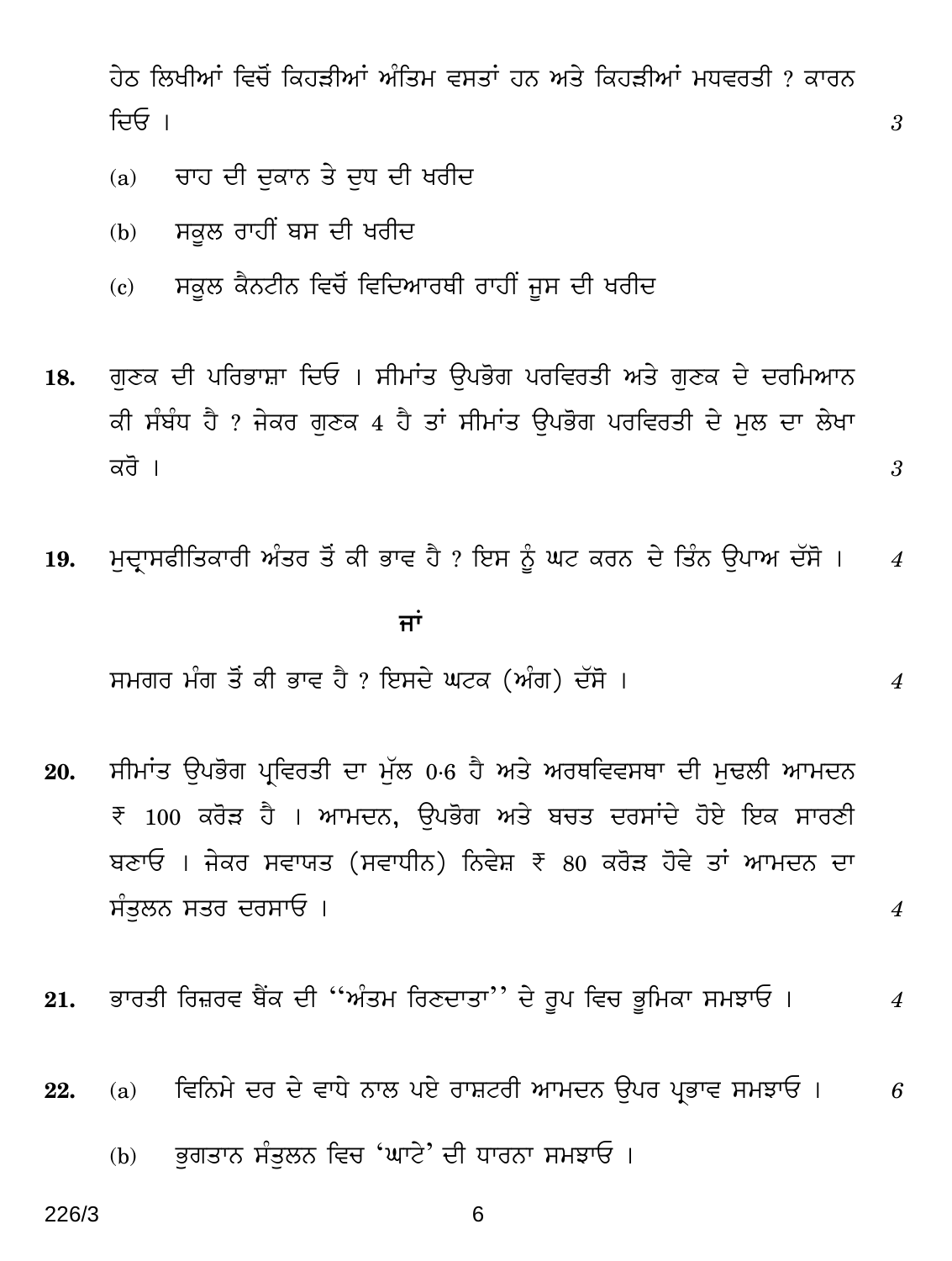ਹੇਠ ਲਿਖੀਆਂ ਵਿਚੋਂ ਕਿਹੜੀਆਂ ਅੰਤਿਮ ਵਸਤਾਂ ਹਨ ਅਤੇ ਕਿਹੜੀਆਂ ਮਧਵਰਤੀ ? ਕਾਰਨ ਦਿਓ । *3*

(a) ਚਾਹ ਦੀ ਦੁਕਾਨ ਤੇ ਦੁਧ ਦੀ ਖਰੀਦ

(b) ਸਕੂਲ ਰਾਹੀਂ ਬਸ ਦੀ ਖਰੀਦ

(c) ਸਕੂਲ ਕੈਨਟੀਨ ਵਿਚੋਂ ਵਿਦਿਆਰਥੀ ਰਾਹੀਂ ਜੂਸ ਦੀ ਖਰੀਦ

**18.** ਗੁਣਕ ਦੀ ਪਰਿਭਾਸ਼ਾ ਦਿਓ । ਸੀਮਾਂਤ ਉਪਭੋਗ ਪਰਵਿਰਤੀ ਅਤੇ ਗੁਣਕ ਦੇ ਦਰਮਿਆਨ ਕੀ ਸੰਬੰਧ ਹੈ ? ਜੇਕਰ ਗੁਣਕ 4 ਹੈ ਤਾਂ ਸੀਮਾਂਤ ਉਪਭੋਗ ਪਰਵਿਰਤੀ ਦੇ ਮੁਲ ਦਾ ਲੇਖਾ ਕਰੋ । *3*

**19.** ਮੁਦ੍ਰਾਸਫੀਤਿਕਾਰੀ ਅੰਤਰ ਤੋਂ ਕੀ ਭਾਵ ਹੈ ? ਇਸ ਨੂੰ ਘਟ ਕਰਨ ਦੇ ਤਿੰਨ ਉਪਾਅ ਦੱਸੋ । *4*

**ਜਾਂ**

ਸਮਗਰ ਮੰਗ ਤੋਂ ਕੀ ਭਾਵ ਹੈ ? ਇਸਦੇ ਘਟਕ (ਅੰਗ) ਦੱਸੋ । *4*

**20.** ਸੀਮਾਂਤ ਉਪਭੋਗ ਪ੍ਰਵਿਰਤੀ ਦਾ ਮੁੱਲ 0·6 ਹੈ ਅਤੇ ਅਰਥਵਿਵਸਥਾ ਦੀ ਮੁਢਲੀ ਆਮਦਨ ₹ 100 ਕਰੋੜ ਹੈ । ਆਮਦਨ, ਉਪਭੋਗ ਅਤੇ ਬਚਤ ਦਰਸਾਂਦੇ ਹੋਏ ਇਕ ਸਾਰਣੀ ਬਣਾਓ । ਜੇਕਰ ਸਵਾਯਤ (ਸਵਾਧੀਨ) ਨਿਵੇਸ਼ ₹ 80 ਕਰੋੜ ਹੋਵੇ ਤਾਂ ਆਮਦਨ ਦਾ ਸੰਤੁਲਨ ਸਤਰ ਦਰਸਾਓ । *4*

**21.** ਭਾਰਤੀ ਰਿਜ਼ਰਵ ਬੈਂਕ ਦੀ ''ਅੰਤਮ ਰਿਨਦਾਤਾ'' ਦੇ ਰੂਪ ਵਿਚ ਭੂਮਿਕਾ ਸਮਝਾਓ । *4*

**22.** (a) ਵਿਨਿਮੇ ਦਰ ਦੇ ਵਾਧੇ ਨਾਲ ਪਏ ਰਾਸ਼ਟਰੀ ਆਮਦਨ ਉਪਰ ਪ੍ਰਭਾਵ ਸਮਝਾਓ । *6*

(b) ਭੁਗਤਾਨ ਸੰਤੁਲਨ ਵਿਚ 'ਘਾਟੇ' ਦੀ ਧਾਰਨਾ ਸਮਝਾਓ ।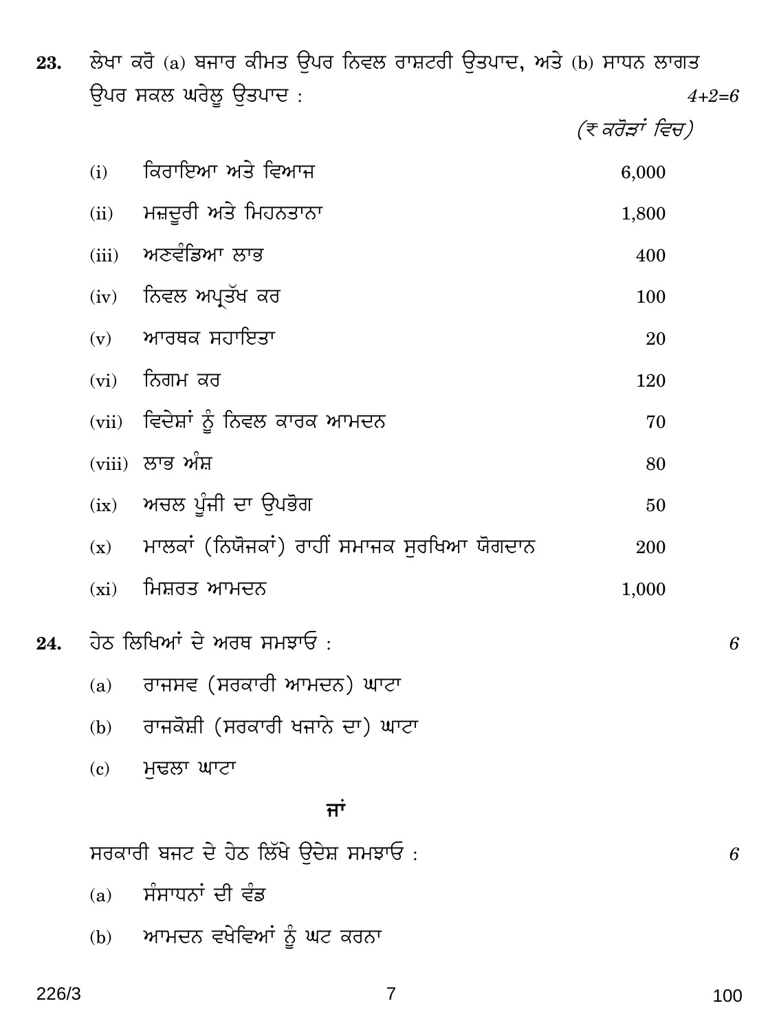**23.** ਲੇਖਾ ਕਰੋ (a) ਬਜਾਰ ਕੀਮਤ ਉਪਰ ਨਿਵਲ ਰਾਸ਼ਟਰੀ ਉਤਪਾਦ, ਅਤੇ (b) ਸਾਧਨ ਲਾਗਤ ਉਪਰ ਸਕਲ ਘਰੇਲੂ ਉਤਪਾਦ : *4+2=6*

*(₹ ਕਰੋੜਾਂ ਵਿਚ)*

| | | |
|---|---|---|
| (i) | ਕਿਰਾਇਆ ਅਤੇ ਵਿਆਜ | 6,000 |
| (ii) | ਮਜ਼ਦੂਰੀ ਅਤੇ ਮਿਹਨਤਾਨਾ | 1,800 |
| (iii) | ਅਣਵੰਡਿਆ ਲਾਭ | 400 |
| (iv) | ਨਿਵਲ ਅਪ੍ਰੱਤਖ ਕਰ | 100 |
| (v) | ਆਰਥਕ ਸਹਾਇਤਾ | 20 |
| (vi) | ਨਿਗਮ ਕਰ | 120 |
| (vii) | ਵਿਦੇਸ਼ਾਂ ਨੂੰ ਨਿਵਲ ਕਾਰਕ ਆਮਦਨ | 70 |
| (viii) | ਲਾਭ ਅੰਸ਼ | 80 |
| (ix) | ਅਚਲ ਪੂੰਜੀ ਦਾ ਉਪਭੋਗ | 50 |
| (x) | ਮਾਲਕਾਂ (ਨਿਯੋਜਕਾਂ) ਰਾਹੀਂ ਸਮਾਜਕ ਸੁਰਖਿਆ ਯੋਗਦਾਨ | 200 |
| (xi) | ਮਿਸ਼ਰਤ ਆਮਦਨ | 1,000 |

**24.** ਹੇਠ ਲਿਖਿਆਂ ਦੇ ਅਰਥ ਸਮਝਾਓ : *6*

(a) ਰਾਜਸਵ (ਸਰਕਾਰੀ ਆਮਦਨ) ਘਾਟਾ

(b) ਰਾਜਕੋਸ਼ੀ (ਸਰਕਾਰੀ ਖਜਾਨੇ ਦਾ) ਘਾਟਾ

(c) ਮੁਢਲਾ ਘਾਟਾ

**ਜਾਂ**

ਸਰਕਾਰੀ ਬਜਟ ਦੇ ਹੇਠ ਲਿੱਖੇ ਉਦੇਸ਼ ਸਮਝਾਓ : *6*

(a) ਸੰਸਾਧਨਾਂ ਦੀ ਵੰਡ

(b) ਆਮਦਨ ਵਖੇਵਿਆਂ ਨੂੰ ਘਟ ਕਰਨਾ